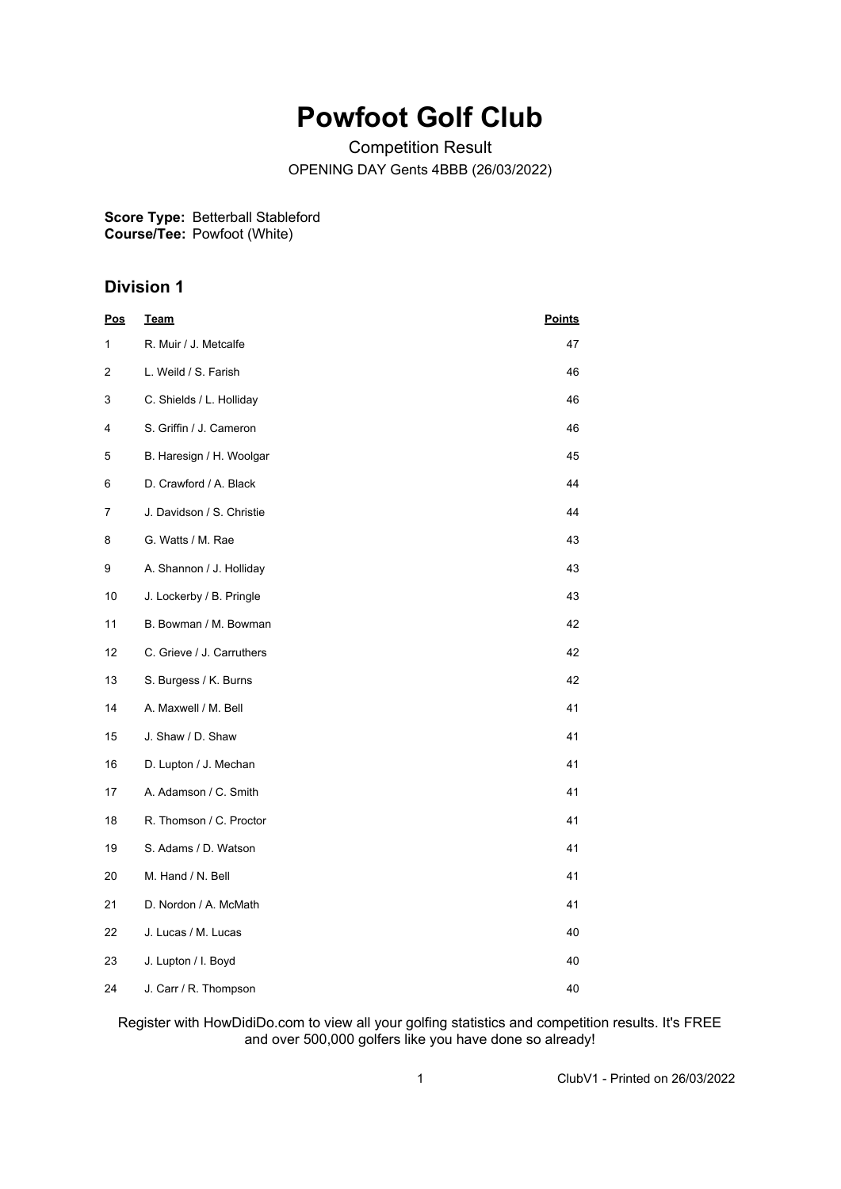# Powfoot Golf Club

Competition Result

OPENING DAY Gents 4BBB (26/03/2022)

**Score Type:** Betterball Stableford
**Course/Tee:** Powfoot (White)

## Division 1

| Pos | Team | Points |
|---|---|---|
| 1 | R. Muir / J. Metcalfe | 47 |
| 2 | L. Weild / S. Farish | 46 |
| 3 | C. Shields / L. Holliday | 46 |
| 4 | S. Griffin / J. Cameron | 46 |
| 5 | B. Haresign / H. Woolgar | 45 |
| 6 | D. Crawford / A. Black | 44 |
| 7 | J. Davidson / S. Christie | 44 |
| 8 | G. Watts / M. Rae | 43 |
| 9 | A. Shannon / J. Holliday | 43 |
| 10 | J. Lockerby / B. Pringle | 43 |
| 11 | B. Bowman / M. Bowman | 42 |
| 12 | C. Grieve / J. Carruthers | 42 |
| 13 | S. Burgess / K. Burns | 42 |
| 14 | A. Maxwell / M. Bell | 41 |
| 15 | J. Shaw / D. Shaw | 41 |
| 16 | D. Lupton / J. Mechan | 41 |
| 17 | A. Adamson / C. Smith | 41 |
| 18 | R. Thomson / C. Proctor | 41 |
| 19 | S. Adams / D. Watson | 41 |
| 20 | M. Hand / N. Bell | 41 |
| 21 | D. Nordon / A. McMath | 41 |
| 22 | J. Lucas / M. Lucas | 40 |
| 23 | J. Lupton / I. Boyd | 40 |
| 24 | J. Carr / R. Thompson | 40 |

Register with HowDidiDo.com to view all your golfing statistics and competition results. It's FREE and over 500,000 golfers like you have done so already!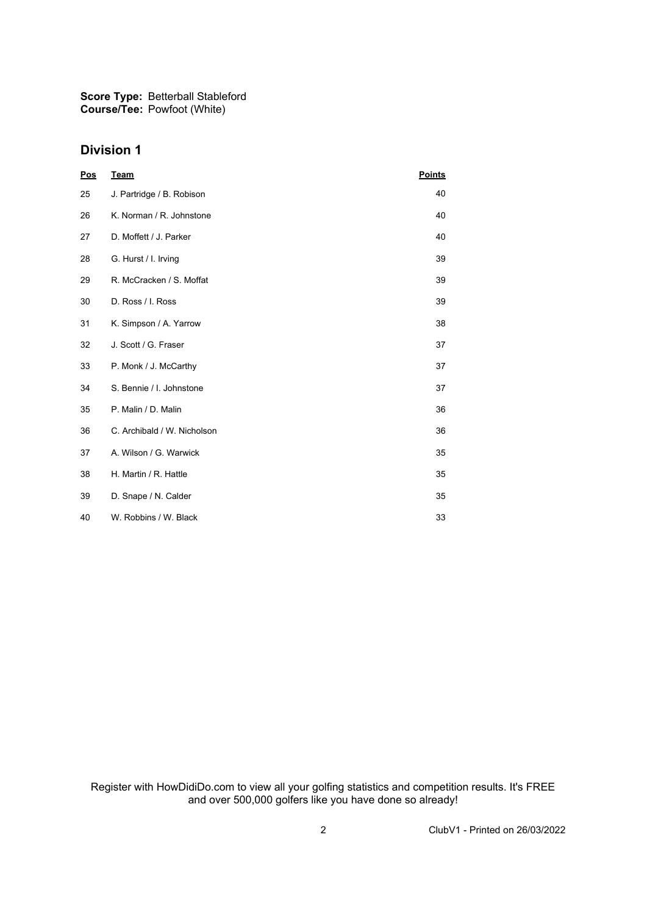**Score Type:** Betterball Stableford
**Course/Tee:** Powfoot (White)

## Division 1

| Pos | Team | Points |
|---|---|---|
| 25 | J. Partridge / B. Robison | 40 |
| 26 | K. Norman / R. Johnstone | 40 |
| 27 | D. Moffett / J. Parker | 40 |
| 28 | G. Hurst / I. Irving | 39 |
| 29 | R. McCracken / S. Moffat | 39 |
| 30 | D. Ross / I. Ross | 39 |
| 31 | K. Simpson / A. Yarrow | 38 |
| 32 | J. Scott / G. Fraser | 37 |
| 33 | P. Monk / J. McCarthy | 37 |
| 34 | S. Bennie / I. Johnstone | 37 |
| 35 | P. Malin / D. Malin | 36 |
| 36 | C. Archibald / W. Nicholson | 36 |
| 37 | A. Wilson / G. Warwick | 35 |
| 38 | H. Martin / R. Hattle | 35 |
| 39 | D. Snape / N. Calder | 35 |
| 40 | W. Robbins / W. Black | 33 |

Register with HowDidiDo.com to view all your golfing statistics and competition results. It's FREE and over 500,000 golfers like you have done so already!

ClubV1 - Printed on 26/03/2022